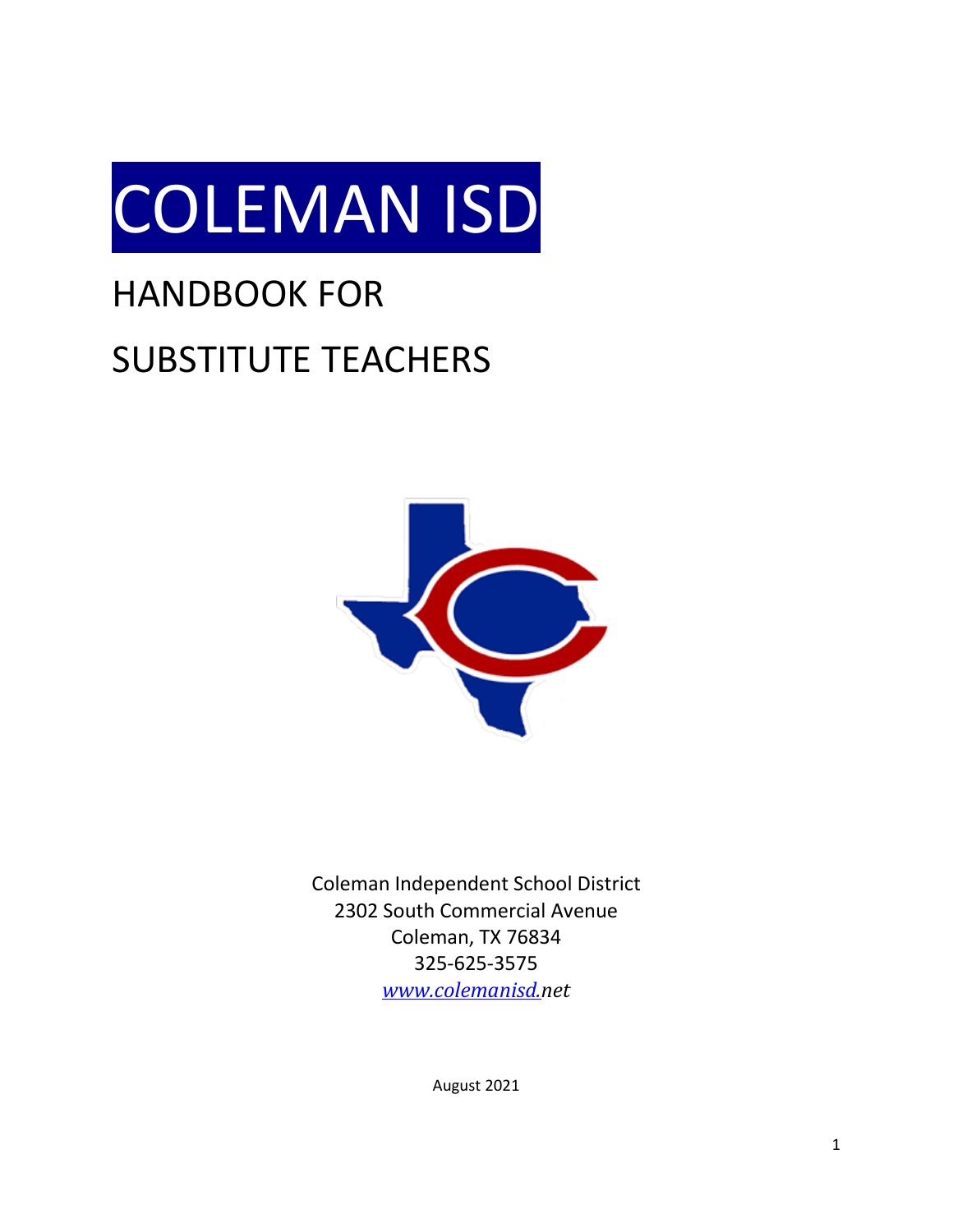# COLEMAN ISD

## HANDBOOK FOR

## SUBSTITUTE TEACHERS

Coleman Independent School District
2302 South Commercial Avenue
Coleman, TX 76834
325-625-3575
*www.colemanisd.net*

August 2021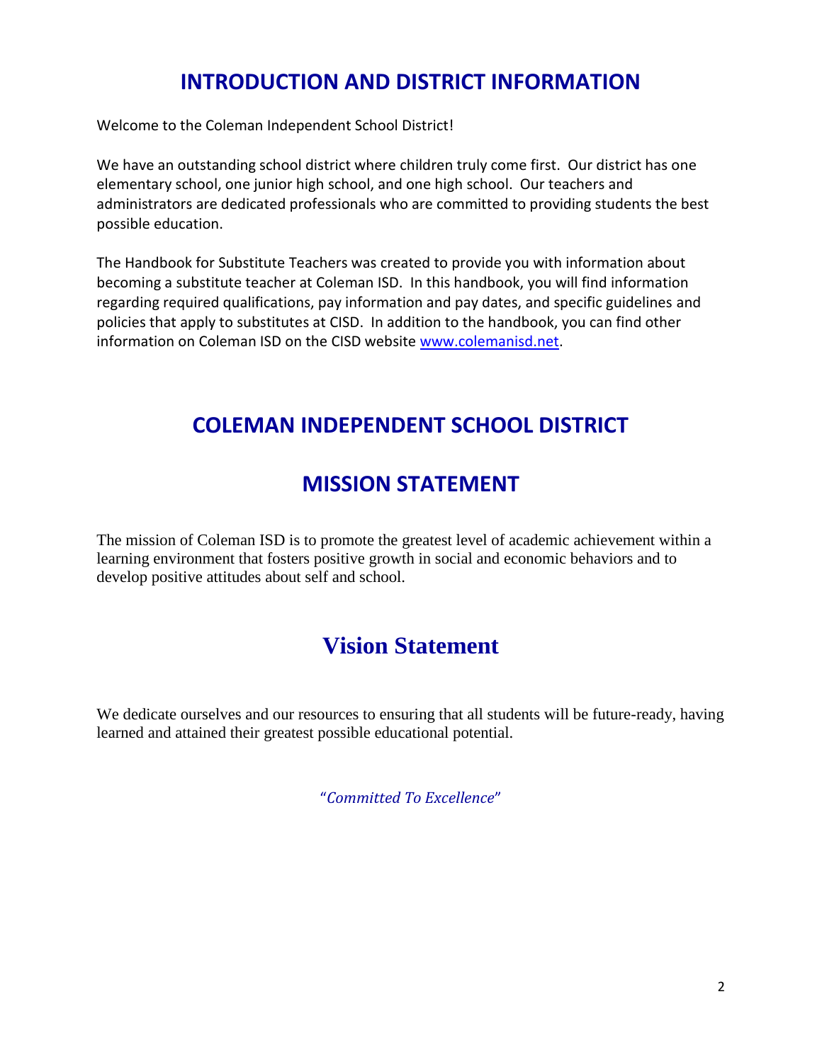# INTRODUCTION AND DISTRICT INFORMATION

Welcome to the Coleman Independent School District!

We have an outstanding school district where children truly come first. Our district has one elementary school, one junior high school, and one high school. Our teachers and administrators are dedicated professionals who are committed to providing students the best possible education.

The Handbook for Substitute Teachers was created to provide you with information about becoming a substitute teacher at Coleman ISD. In this handbook, you will find information regarding required qualifications, pay information and pay dates, and specific guidelines and policies that apply to substitutes at CISD. In addition to the handbook, you can find other information on Coleman ISD on the CISD website [www.colemanisd.net](http://www.colemanisd.net).

# COLEMAN INDEPENDENT SCHOOL DISTRICT

# MISSION STATEMENT

The mission of Coleman ISD is to promote the greatest level of academic achievement within a learning environment that fosters positive growth in social and economic behaviors and to develop positive attitudes about self and school.

# Vision Statement

We dedicate ourselves and our resources to ensuring that all students will be future-ready, having learned and attained their greatest possible educational potential.

"*Committed To Excellence*"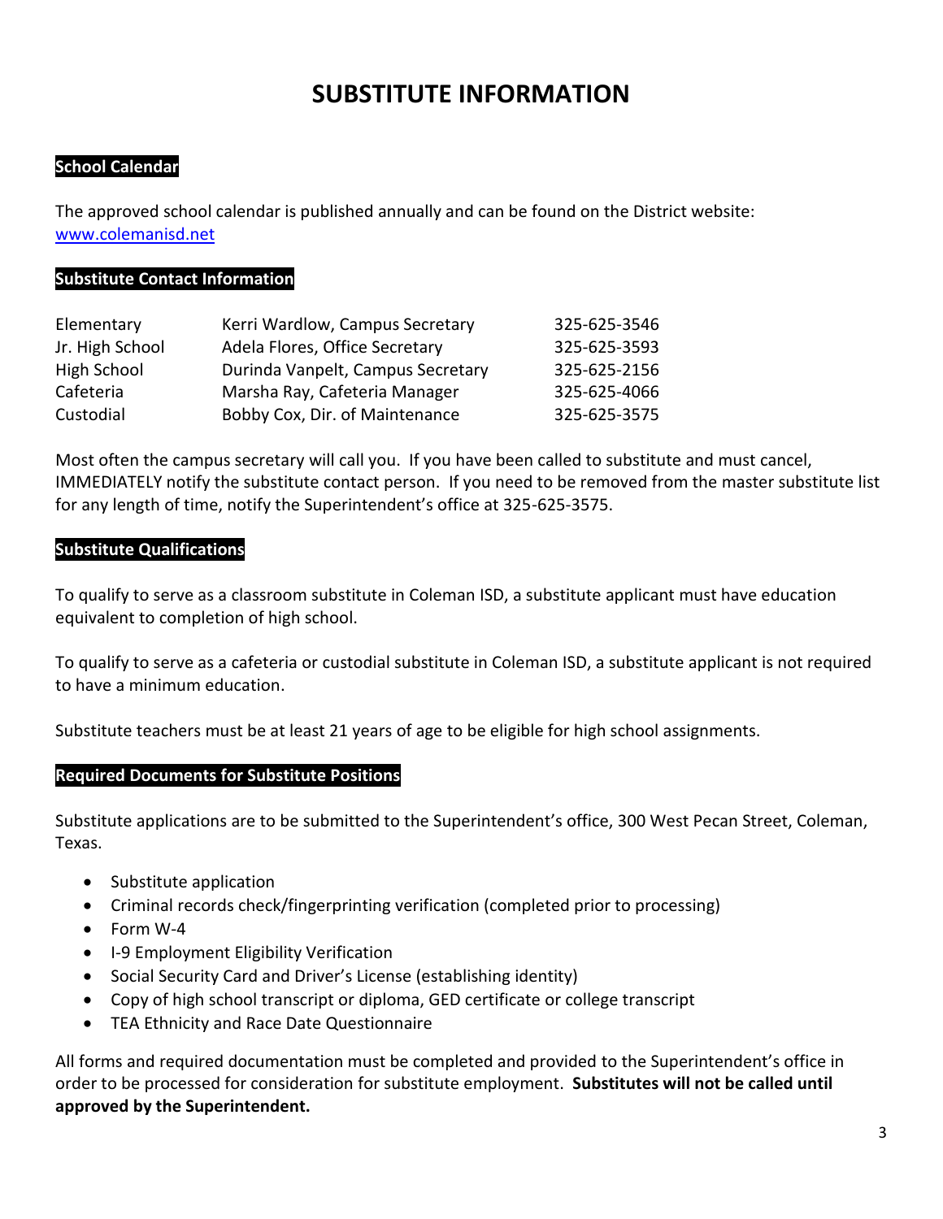# SUBSTITUTE INFORMATION

## School Calendar

The approved school calendar is published annually and can be found on the District website: [www.colemanisd.net](http://www.colemanisd.net)

## Substitute Contact Information

| | | |
|---|---|---|
| Elementary | Kerri Wardlow, Campus Secretary | 325-625-3546 |
| Jr. High School | Adela Flores, Office Secretary | 325-625-3593 |
| High School | Durinda Vanpelt, Campus Secretary | 325-625-2156 |
| Cafeteria | Marsha Ray, Cafeteria Manager | 325-625-4066 |
| Custodial | Bobby Cox, Dir. of Maintenance | 325-625-3575 |

Most often the campus secretary will call you. If you have been called to substitute and must cancel, IMMEDIATELY notify the substitute contact person. If you need to be removed from the master substitute list for any length of time, notify the Superintendent's office at 325-625-3575.

## Substitute Qualifications

To qualify to serve as a classroom substitute in Coleman ISD, a substitute applicant must have education equivalent to completion of high school.

To qualify to serve as a cafeteria or custodial substitute in Coleman ISD, a substitute applicant is not required to have a minimum education.

Substitute teachers must be at least 21 years of age to be eligible for high school assignments.

## Required Documents for Substitute Positions

Substitute applications are to be submitted to the Superintendent's office, 300 West Pecan Street, Coleman, Texas.

- Substitute application
- Criminal records check/fingerprinting verification (completed prior to processing)
- Form W-4
- I-9 Employment Eligibility Verification
- Social Security Card and Driver's License (establishing identity)
- Copy of high school transcript or diploma, GED certificate or college transcript
- TEA Ethnicity and Race Date Questionnaire

All forms and required documentation must be completed and provided to the Superintendent's office in order to be processed for consideration for substitute employment. **Substitutes will not be called until approved by the Superintendent.**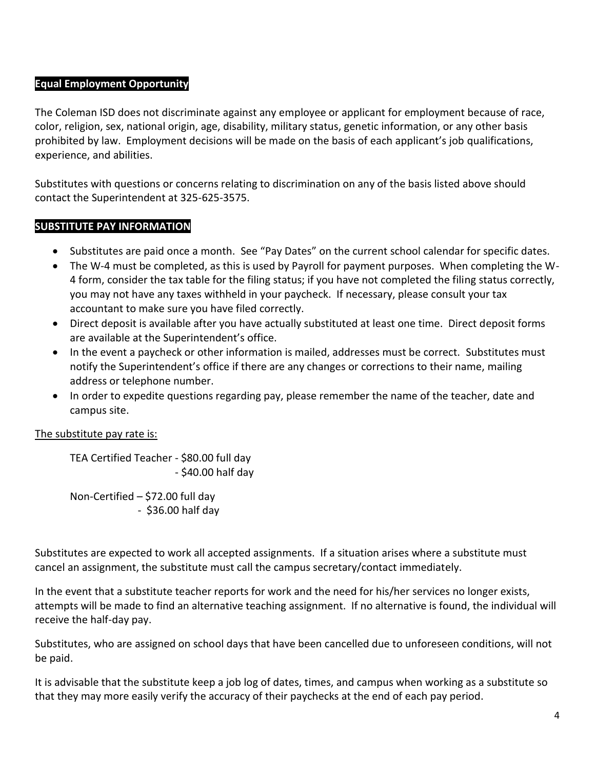## Equal Employment Opportunity

The Coleman ISD does not discriminate against any employee or applicant for employment because of race, color, religion, sex, national origin, age, disability, military status, genetic information, or any other basis prohibited by law. Employment decisions will be made on the basis of each applicant's job qualifications, experience, and abilities.

Substitutes with questions or concerns relating to discrimination on any of the basis listed above should contact the Superintendent at 325-625-3575.

## SUBSTITUTE PAY INFORMATION

- Substitutes are paid once a month. See "Pay Dates" on the current school calendar for specific dates.
- The W-4 must be completed, as this is used by Payroll for payment purposes. When completing the W-4 form, consider the tax table for the filing status; if you have not completed the filing status correctly, you may not have any taxes withheld in your paycheck. If necessary, please consult your tax accountant to make sure you have filed correctly.
- Direct deposit is available after you have actually substituted at least one time. Direct deposit forms are available at the Superintendent's office.
- In the event a paycheck or other information is mailed, addresses must be correct. Substitutes must notify the Superintendent's office if there are any changes or corrections to their name, mailing address or telephone number.
- In order to expedite questions regarding pay, please remember the name of the teacher, date and campus site.

<u>The substitute pay rate is:</u>

TEA Certified Teacher - $80.00 full day
- $40.00 half day

Non-Certified – $72.00 full day
- $36.00 half day

Substitutes are expected to work all accepted assignments. If a situation arises where a substitute must cancel an assignment, the substitute must call the campus secretary/contact immediately.

In the event that a substitute teacher reports for work and the need for his/her services no longer exists, attempts will be made to find an alternative teaching assignment. If no alternative is found, the individual will receive the half-day pay.

Substitutes, who are assigned on school days that have been cancelled due to unforeseen conditions, will not be paid.

It is advisable that the substitute keep a job log of dates, times, and campus when working as a substitute so that they may more easily verify the accuracy of their paychecks at the end of each pay period.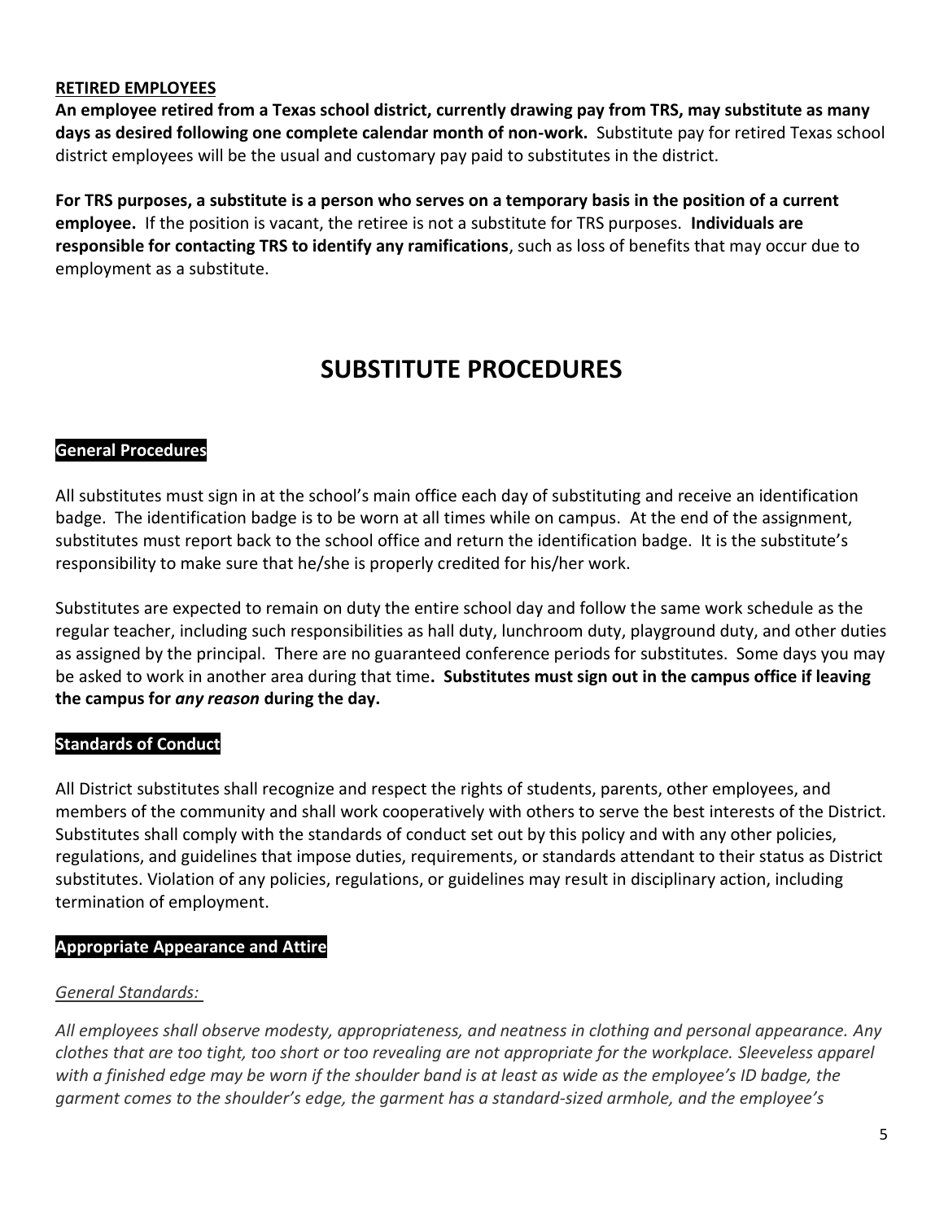**RETIRED EMPLOYEES**

**An employee retired from a Texas school district, currently drawing pay from TRS, may substitute as many days as desired following one complete calendar month of non-work.** Substitute pay for retired Texas school district employees will be the usual and customary pay paid to substitutes in the district.

**For TRS purposes, a substitute is a person who serves on a temporary basis in the position of a current employee.** If the position is vacant, the retiree is not a substitute for TRS purposes. **Individuals are responsible for contacting TRS to identify any ramifications**, such as loss of benefits that may occur due to employment as a substitute.

# SUBSTITUTE PROCEDURES

## General Procedures

All substitutes must sign in at the school's main office each day of substituting and receive an identification badge. The identification badge is to be worn at all times while on campus. At the end of the assignment, substitutes must report back to the school office and return the identification badge. It is the substitute's responsibility to make sure that he/she is properly credited for his/her work.

Substitutes are expected to remain on duty the entire school day and follow the same work schedule as the regular teacher, including such responsibilities as hall duty, lunchroom duty, playground duty, and other duties as assigned by the principal. There are no guaranteed conference periods for substitutes. Some days you may be asked to work in another area during that time**. Substitutes must sign out in the campus office if leaving the campus for *any reason* during the day.**

## Standards of Conduct

All District substitutes shall recognize and respect the rights of students, parents, other employees, and members of the community and shall work cooperatively with others to serve the best interests of the District. Substitutes shall comply with the standards of conduct set out by this policy and with any other policies, regulations, and guidelines that impose duties, requirements, or standards attendant to their status as District substitutes. Violation of any policies, regulations, or guidelines may result in disciplinary action, including termination of employment.

## Appropriate Appearance and Attire

*General Standards:*

*All employees shall observe modesty, appropriateness, and neatness in clothing and personal appearance. Any clothes that are too tight, too short or too revealing are not appropriate for the workplace. Sleeveless apparel with a finished edge may be worn if the shoulder band is at least as wide as the employee's ID badge, the garment comes to the shoulder's edge, the garment has a standard-sized armhole, and the employee's*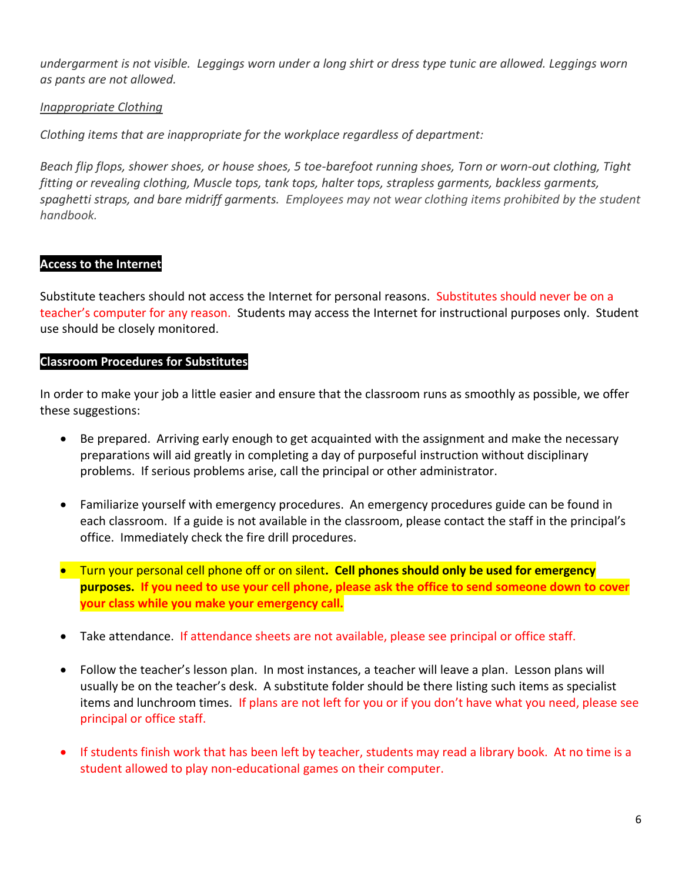*undergarment is not visible. Leggings worn under a long shirt or dress type tunic are allowed. Leggings worn as pants are not allowed.*

*Inappropriate Clothing*

*Clothing items that are inappropriate for the workplace regardless of department:*

*Beach flip flops, shower shoes, or house shoes, 5 toe-barefoot running shoes, Torn or worn-out clothing, Tight fitting or revealing clothing, Muscle tops, tank tops, halter tops, strapless garments, backless garments, spaghetti straps, and bare midriff garments. Employees may not wear clothing items prohibited by the student handbook.*

## Access to the Internet

Substitute teachers should not access the Internet for personal reasons. Substitutes should never be on a teacher's computer for any reason. Students may access the Internet for instructional purposes only. Student use should be closely monitored.

## Classroom Procedures for Substitutes

In order to make your job a little easier and ensure that the classroom runs as smoothly as possible, we offer these suggestions:

- Be prepared. Arriving early enough to get acquainted with the assignment and make the necessary preparations will aid greatly in completing a day of purposeful instruction without disciplinary problems. If serious problems arise, call the principal or other administrator.

- Familiarize yourself with emergency procedures. An emergency procedures guide can be found in each classroom. If a guide is not available in the classroom, please contact the staff in the principal's office. Immediately check the fire drill procedures.

- Turn your personal cell phone off or on silent. **Cell phones should only be used for emergency purposes. If you need to use your cell phone, please ask the office to send someone down to cover your class while you make your emergency call.**

- Take attendance. If attendance sheets are not available, please see principal or office staff.

- Follow the teacher's lesson plan. In most instances, a teacher will leave a plan. Lesson plans will usually be on the teacher's desk. A substitute folder should be there listing such items as specialist items and lunchroom times. If plans are not left for you or if you don't have what you need, please see principal or office staff.

- If students finish work that has been left by teacher, students may read a library book. At no time is a student allowed to play non-educational games on their computer.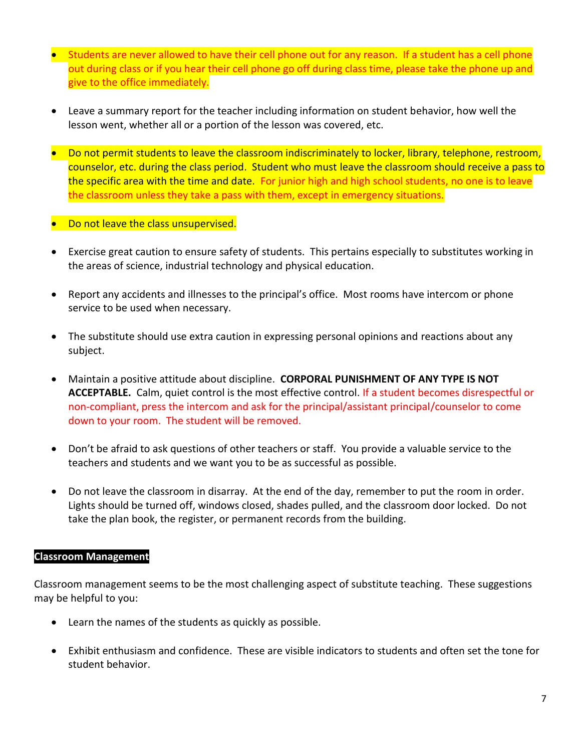- Students are never allowed to have their cell phone out for any reason. If a student has a cell phone out during class or if you hear their cell phone go off during class time, please take the phone up and give to the office immediately.

- Leave a summary report for the teacher including information on student behavior, how well the lesson went, whether all or a portion of the lesson was covered, etc.

- Do not permit students to leave the classroom indiscriminately to locker, library, telephone, restroom, counselor, etc. during the class period. Student who must leave the classroom should receive a pass to the specific area with the time and date. For junior high and high school students, no one is to leave the classroom unless they take a pass with them, except in emergency situations.

- Do not leave the class unsupervised.

- Exercise great caution to ensure safety of students. This pertains especially to substitutes working in the areas of science, industrial technology and physical education.

- Report any accidents and illnesses to the principal's office. Most rooms have intercom or phone service to be used when necessary.

- The substitute should use extra caution in expressing personal opinions and reactions about any subject.

- Maintain a positive attitude about discipline. **CORPORAL PUNISHMENT OF ANY TYPE IS NOT ACCEPTABLE.** Calm, quiet control is the most effective control. If a student becomes disrespectful or non-compliant, press the intercom and ask for the principal/assistant principal/counselor to come down to your room. The student will be removed.

- Don't be afraid to ask questions of other teachers or staff. You provide a valuable service to the teachers and students and we want you to be as successful as possible.

- Do not leave the classroom in disarray. At the end of the day, remember to put the room in order. Lights should be turned off, windows closed, shades pulled, and the classroom door locked. Do not take the plan book, the register, or permanent records from the building.

## Classroom Management

Classroom management seems to be the most challenging aspect of substitute teaching. These suggestions may be helpful to you:

- Learn the names of the students as quickly as possible.

- Exhibit enthusiasm and confidence. These are visible indicators to students and often set the tone for student behavior.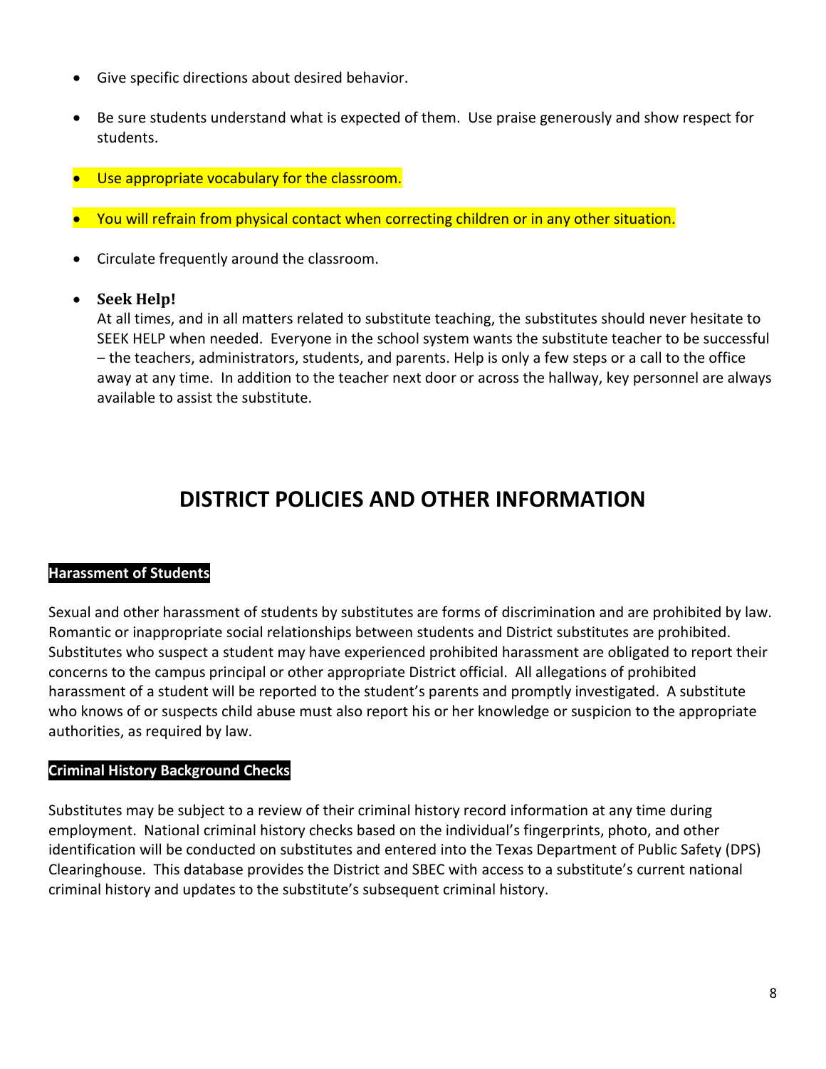- Give specific directions about desired behavior.
- Be sure students understand what is expected of them. Use praise generously and show respect for students.
- Use appropriate vocabulary for the classroom.
- You will refrain from physical contact when correcting children or in any other situation.
- Circulate frequently around the classroom.
- **Seek Help!**
  At all times, and in all matters related to substitute teaching, the substitutes should never hesitate to SEEK HELP when needed. Everyone in the school system wants the substitute teacher to be successful – the teachers, administrators, students, and parents. Help is only a few steps or a call to the office away at any time. In addition to the teacher next door or across the hallway, key personnel are always available to assist the substitute.

# DISTRICT POLICIES AND OTHER INFORMATION

**Harassment of Students**

Sexual and other harassment of students by substitutes are forms of discrimination and are prohibited by law. Romantic or inappropriate social relationships between students and District substitutes are prohibited. Substitutes who suspect a student may have experienced prohibited harassment are obligated to report their concerns to the campus principal or other appropriate District official. All allegations of prohibited harassment of a student will be reported to the student's parents and promptly investigated. A substitute who knows of or suspects child abuse must also report his or her knowledge or suspicion to the appropriate authorities, as required by law.

**Criminal History Background Checks**

Substitutes may be subject to a review of their criminal history record information at any time during employment. National criminal history checks based on the individual's fingerprints, photo, and other identification will be conducted on substitutes and entered into the Texas Department of Public Safety (DPS) Clearinghouse. This database provides the District and SBEC with access to a substitute's current national criminal history and updates to the substitute's subsequent criminal history.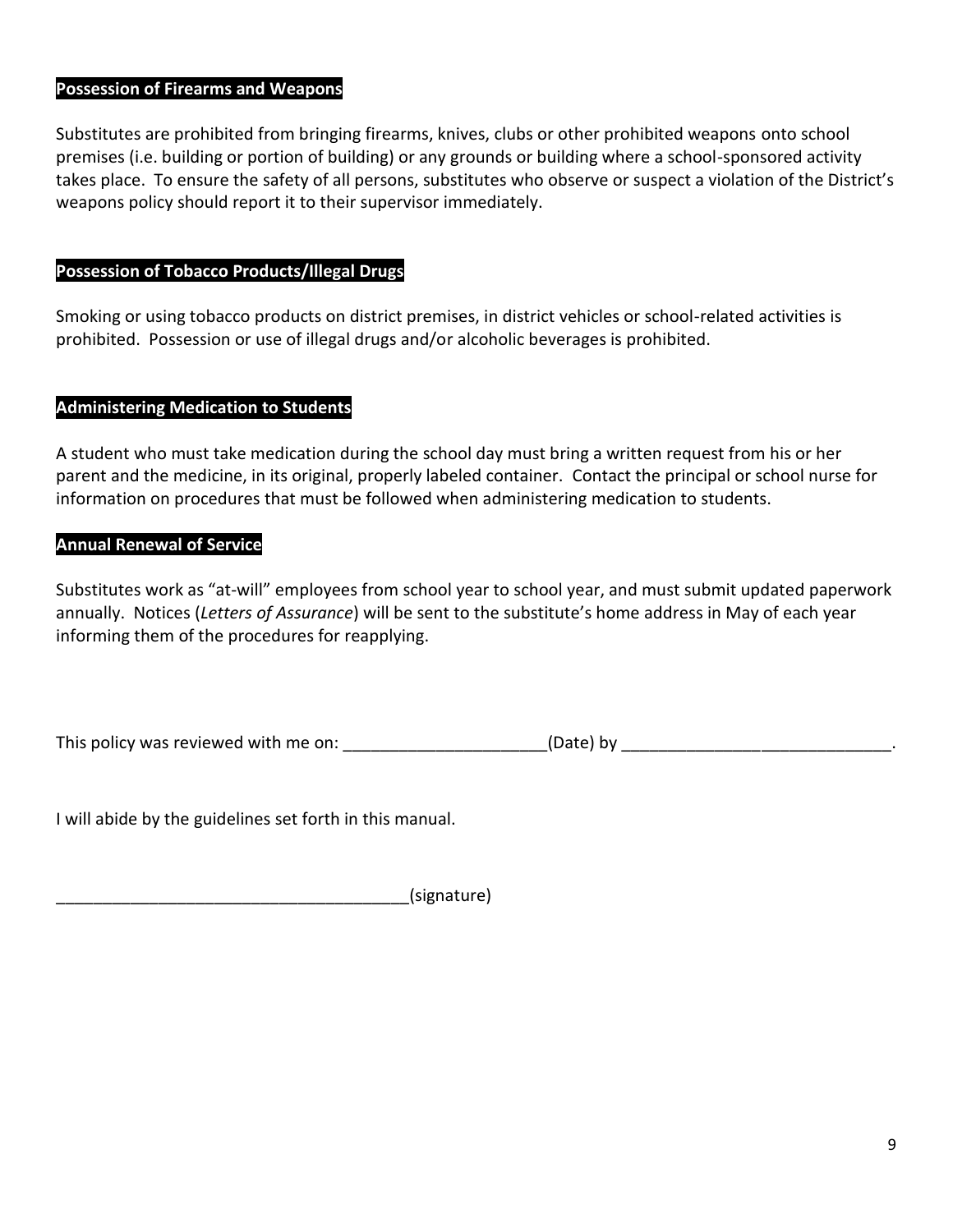**Possession of Firearms and Weapons**

Substitutes are prohibited from bringing firearms, knives, clubs or other prohibited weapons onto school premises (i.e. building or portion of building) or any grounds or building where a school-sponsored activity takes place. To ensure the safety of all persons, substitutes who observe or suspect a violation of the District's weapons policy should report it to their supervisor immediately.

**Possession of Tobacco Products/Illegal Drugs**

Smoking or using tobacco products on district premises, in district vehicles or school-related activities is prohibited. Possession or use of illegal drugs and/or alcoholic beverages is prohibited.

**Administering Medication to Students**

A student who must take medication during the school day must bring a written request from his or her parent and the medicine, in its original, properly labeled container. Contact the principal or school nurse for information on procedures that must be followed when administering medication to students.

**Annual Renewal of Service**

Substitutes work as "at-will" employees from school year to school year, and must submit updated paperwork annually. Notices (*Letters of Assurance*) will be sent to the substitute's home address in May of each year informing them of the procedures for reapplying.

This policy was reviewed with me on: ______________________(Date) by ______________________________.

I will abide by the guidelines set forth in this manual.

______________________________________(signature)